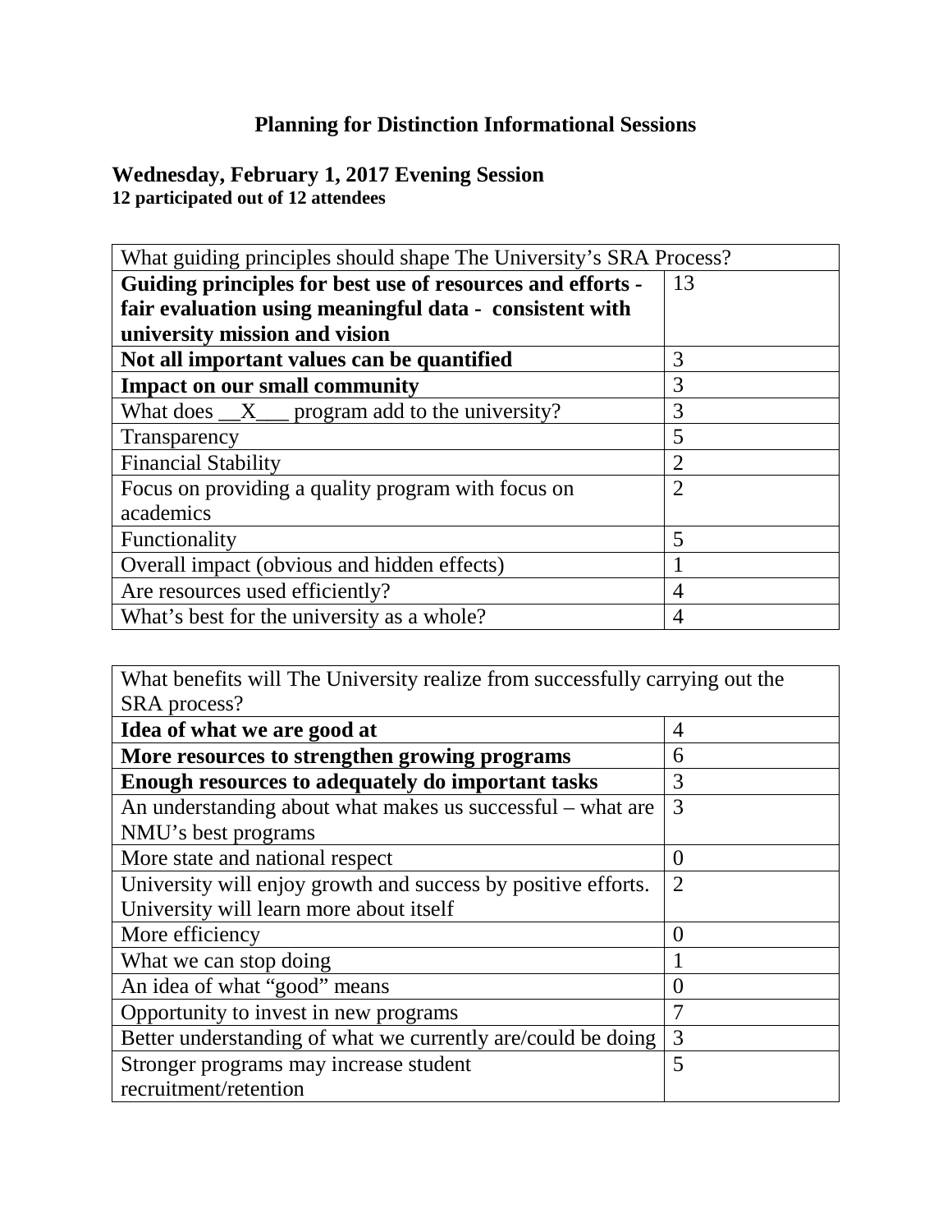# Planning for Distinction Informational Sessions

## Wednesday, February 1, 2017 Evening Session

**12 participated out of 12 attendees**

| What guiding principles should shape The University's SRA Process? | |
|---|---|
| **Guiding principles for best use of resources and efforts - fair evaluation using meaningful data - consistent with university mission and vision** | 13 |
| **Not all important values can be quantified** | 3 |
| **Impact on our small community** | 3 |
| What does __X___ program add to the university? | 3 |
| Transparency | 5 |
| Financial Stability | 2 |
| Focus on providing a quality program with focus on academics | 2 |
| Functionality | 5 |
| Overall impact (obvious and hidden effects) | 1 |
| Are resources used efficiently? | 4 |
| What's best for the university as a whole? | 4 |

| What benefits will The University realize from successfully carrying out the SRA process? | |
|---|---|
| **Idea of what we are good at** | 4 |
| **More resources to strengthen growing programs** | 6 |
| **Enough resources to adequately do important tasks** | 3 |
| An understanding about what makes us successful – what are NMU's best programs | 3 |
| More state and national respect | 0 |
| University will enjoy growth and success by positive efforts. University will learn more about itself | 2 |
| More efficiency | 0 |
| What we can stop doing | 1 |
| An idea of what "good" means | 0 |
| Opportunity to invest in new programs | 7 |
| Better understanding of what we currently are/could be doing | 3 |
| Stronger programs may increase student recruitment/retention | 5 |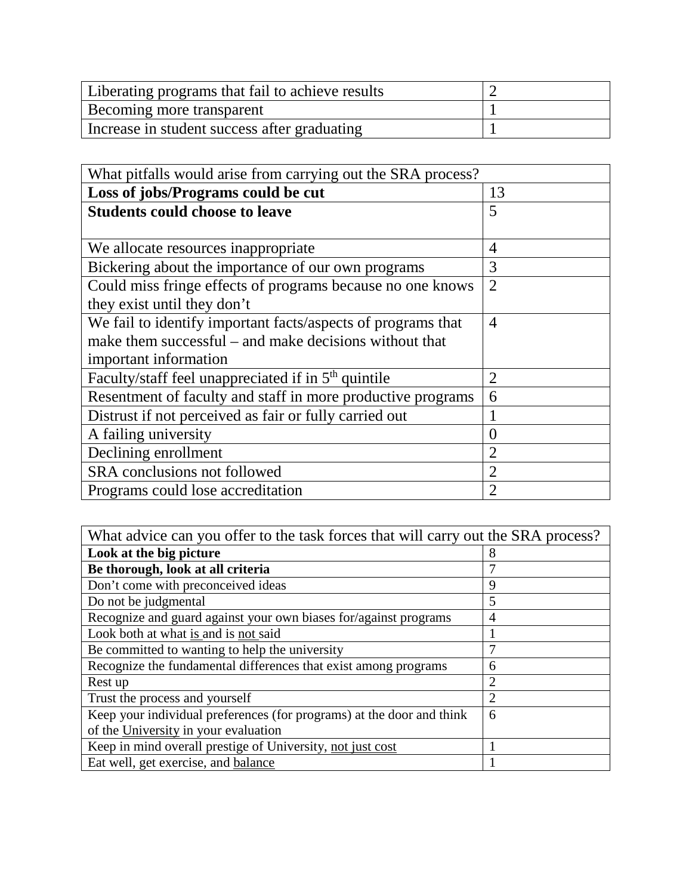| | |
|---|---|
| Liberating programs that fail to achieve results | 2 |
| Becoming more transparent | 1 |
| Increase in student success after graduating | 1 |

| What pitfalls would arise from carrying out the SRA process? | |
|---|---|
| **Loss of jobs/Programs could be cut** | 13 |
| **Students could choose to leave** | 5 |
| We allocate resources inappropriate | 4 |
| Bickering about the importance of our own programs | 3 |
| Could miss fringe effects of programs because no one knows they exist until they don't | 2 |
| We fail to identify important facts/aspects of programs that make them successful – and make decisions without that important information | 4 |
| Faculty/staff feel unappreciated if in 5th quintile | 2 |
| Resentment of faculty and staff in more productive programs | 6 |
| Distrust if not perceived as fair or fully carried out | 1 |
| A failing university | 0 |
| Declining enrollment | 2 |
| SRA conclusions not followed | 2 |
| Programs could lose accreditation | 2 |

| What advice can you offer to the task forces that will carry out the SRA process? | |
|---|---|
| **Look at the big picture** | 8 |
| **Be thorough, look at all criteria** | 7 |
| Don't come with preconceived ideas | 9 |
| Do not be judgmental | 5 |
| Recognize and guard against your own biases for/against programs | 4 |
| Look both at what is and is not said | 1 |
| Be committed to wanting to help the university | 7 |
| Recognize the fundamental differences that exist among programs | 6 |
| Rest up | 2 |
| Trust the process and yourself | 2 |
| Keep your individual preferences (for programs) at the door and think of the University in your evaluation | 6 |
| Keep in mind overall prestige of University, not just cost | 1 |
| Eat well, get exercise, and balance | 1 |